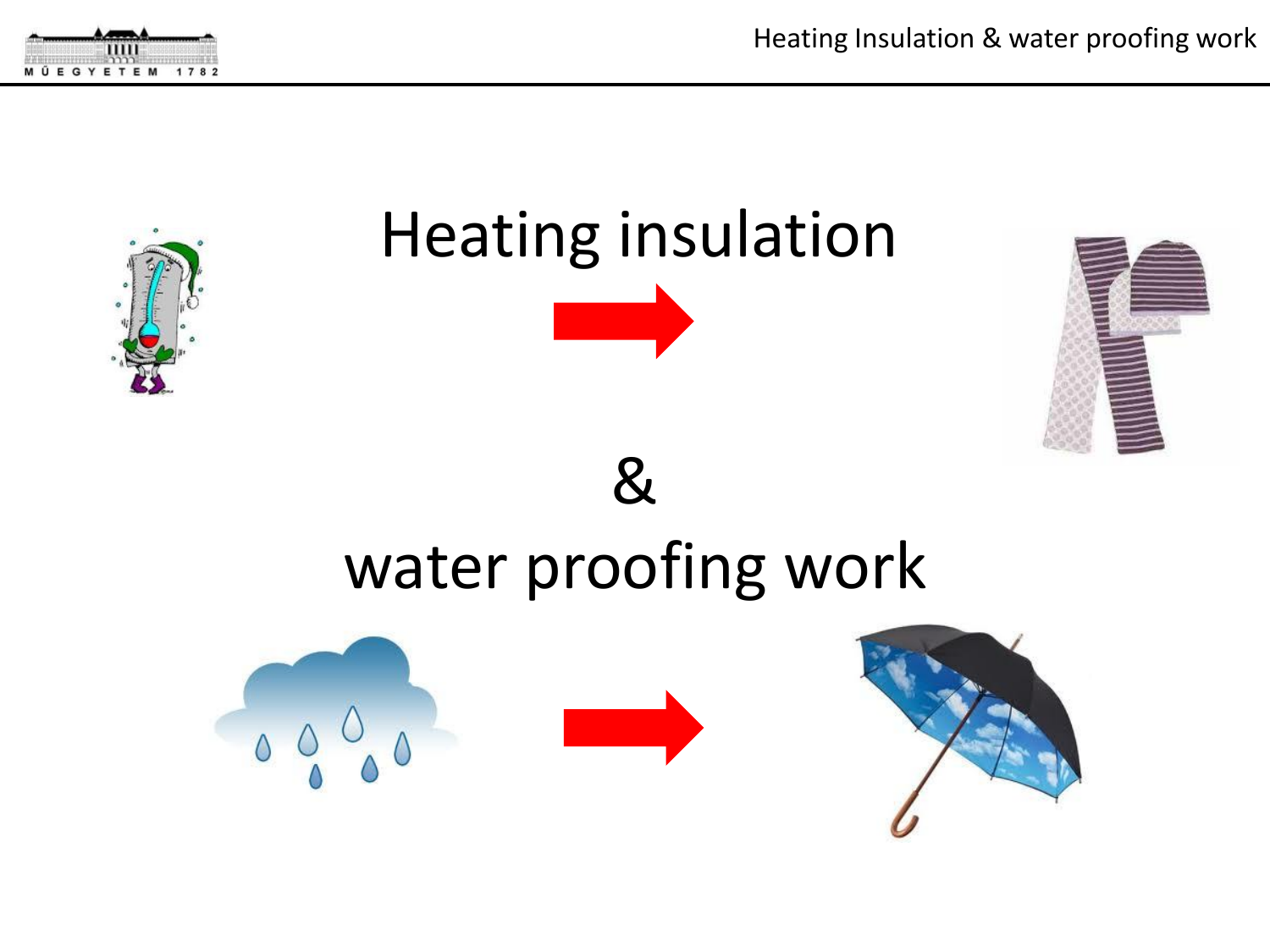# Heating insulation

&

# water proofing work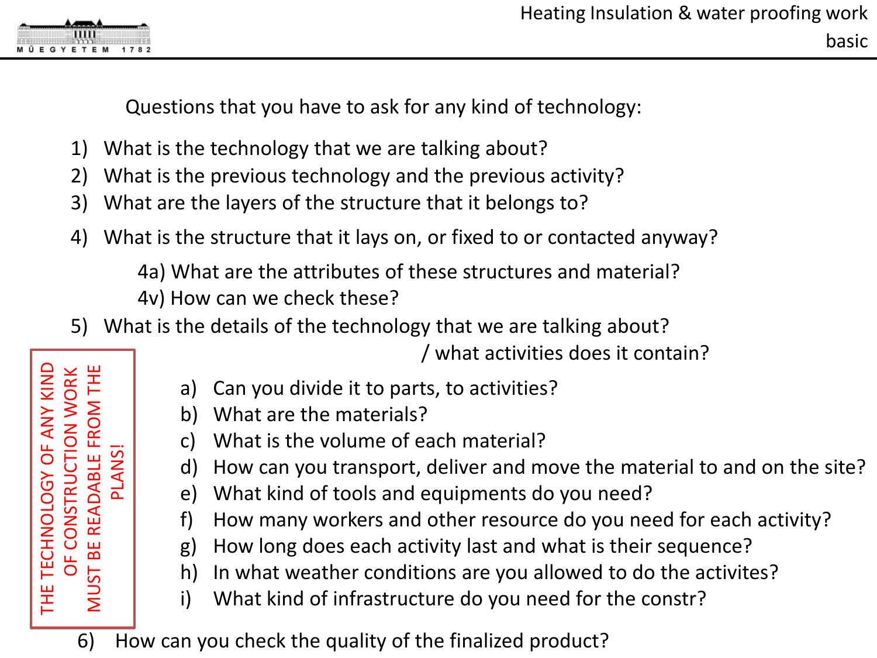Questions that you have to ask for any kind of technology:

1) What is the technology that we are talking about?
2) What is the previous technology and the previous activity?
3) What are the layers of the structure that it belongs to?
4) What is the structure that it lays on, or fixed to or contacted anyway?

    4a) What are the attributes of these structures and material?
    4v) How can we check these?

5) What is the details of the technology that we are talking about? / what activities does it contain?

    a) Can you divide it to parts, to activities?
    b) What are the materials?
    c) What is the volume of each material?
    d) How can you transport, deliver and move the material to and on the site?
    e) What kind of tools and equipments do you need?
    f) How many workers and other resource do you need for each activity?
    g) How long does each activity last and what is their sequence?
    h) In what weather conditions are you allowed to do the activites?
    i) What kind of infrastructure do you need for the constr?

6) How can you check the quality of the finalized product?

THE TECHNOLOGY OF ANY KIND OF CONSTRUCTION WORK MUST BE READABLE FROM THE PLANS!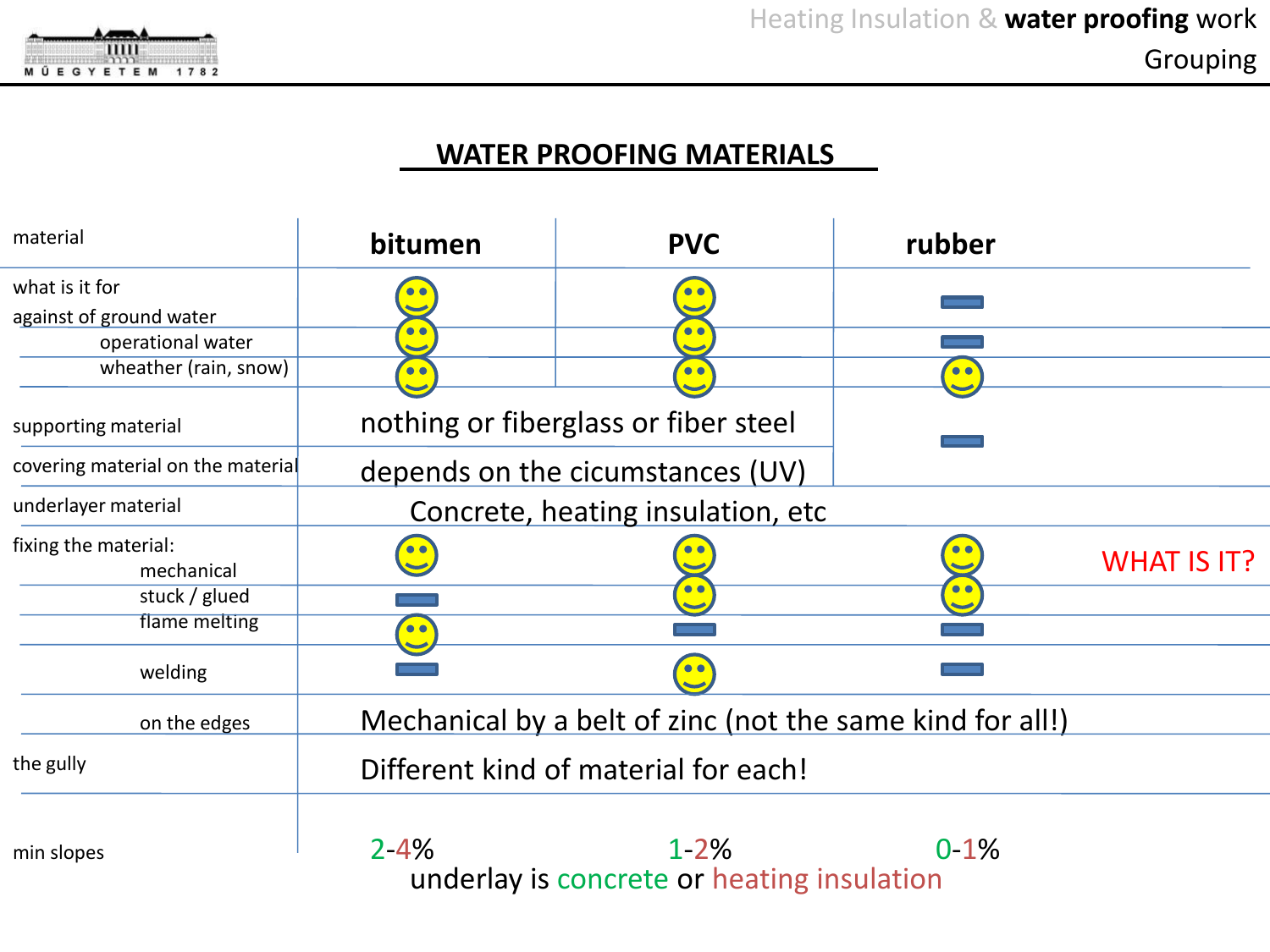## WATER PROOFING MATERIALS

| material | bitumen | PVC | rubber | |
|---|---|---|---|---|
| what is it for | | | | |
| against of ground water | ☺ | ☺ | ▬ | |
| operational water | ☺ | ☺ | ▬ | |
| wheather (rain, snow) | ☺ | ☺ | ☺ | |
| supporting material | nothing or fiberglass or fiber steel | | ▬ | |
| covering material on the material | depends on the cicumstances (UV) | | | |
| underlayer material | Concrete, heating insulation, etc | | | |
| fixing the material: | | | | |
| mechanical | ☺ | ☺ | ☺ | WHAT IS IT? |
| stuck / glued | ▬ | ☺ | ☺ | |
| flame melting | ☺ | ▬ | ▬ | |
| welding | ▬ | ☺ | ▬ | |
| on the edges | Mechanical by a belt of zinc (not the same kind for all!) | | | |
| the gully | Different kind of material for each! | | | |
| min slopes | 2-4% | 1-2% | 0-1% | |

underlay is concrete or heating insulation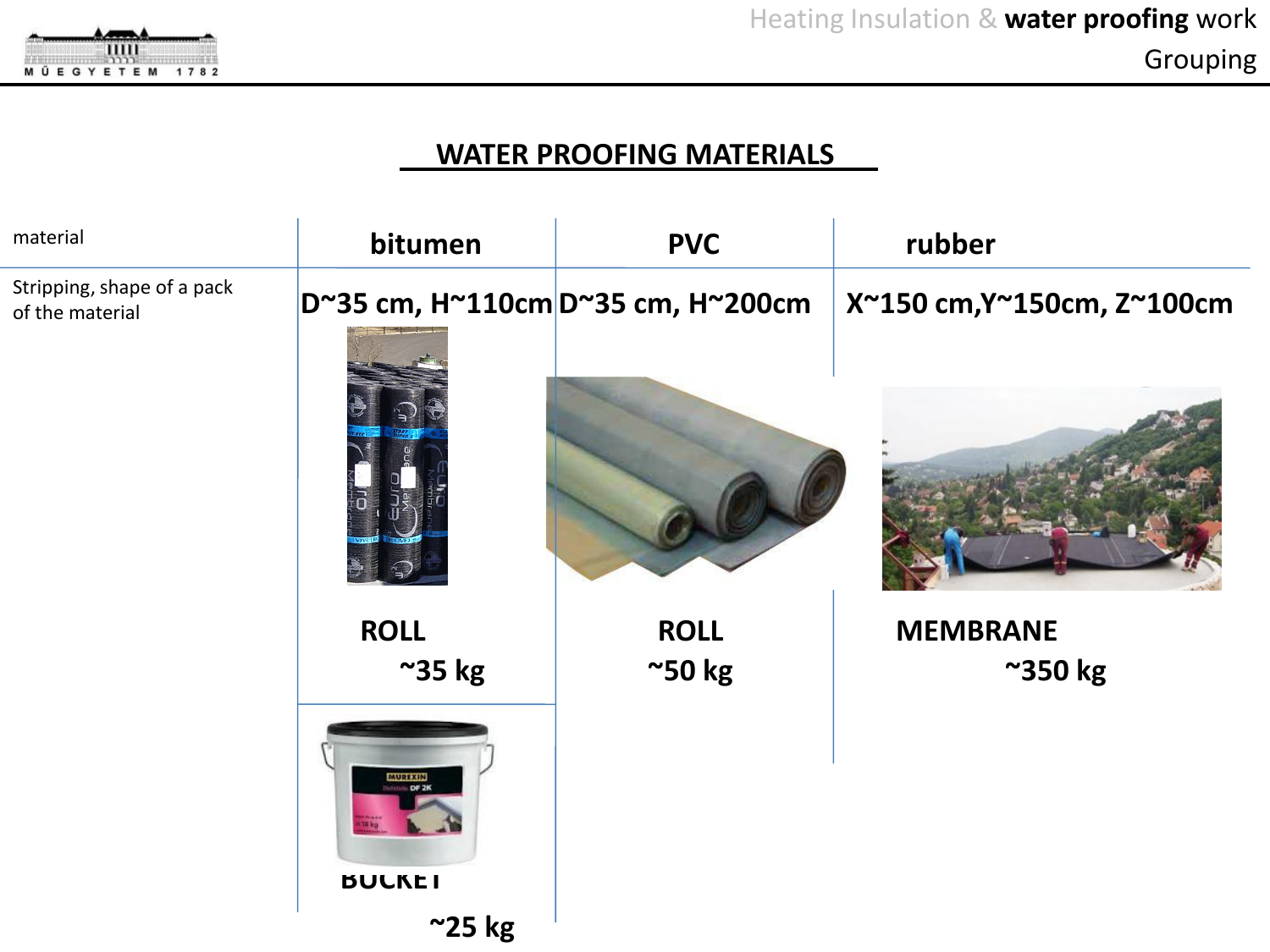## WATER PROOFING MATERIALS

| material | bitumen | PVC | rubber |
|---|---|---|---|
| Stripping, shape of a pack of the material | D~35 cm, H~110cm | D~35 cm, H~200cm | X~150 cm,Y~150cm, Z~100cm |
| | ROLL ~35 kg | ROLL ~50 kg | MEMBRANE ~350 kg |
| | BUCKET ~25 kg | | |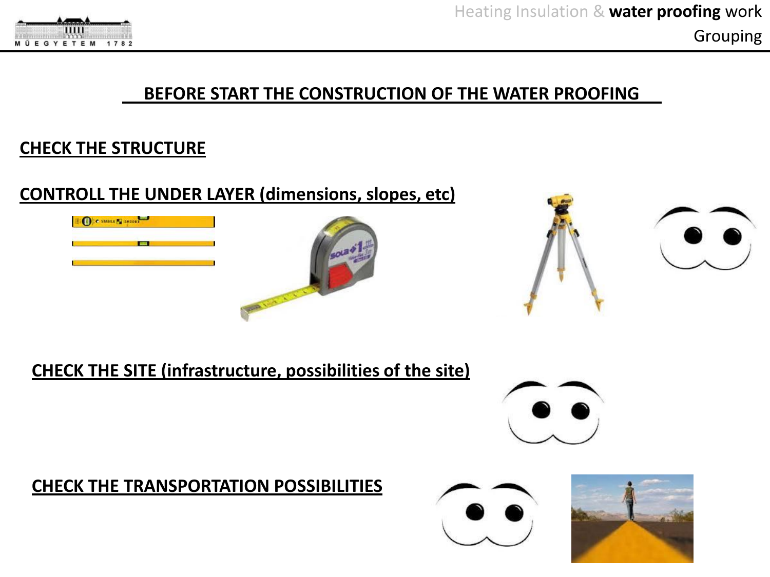## BEFORE START THE CONSTRUCTION OF THE WATER PROOFING

**CHECK THE STRUCTURE**

**CONTROLL THE UNDER LAYER (dimensions, slopes, etc)**

**CHECK THE SITE (infrastructure, possibilities of the site)**

**CHECK THE TRANSPORTATION POSSIBILITIES**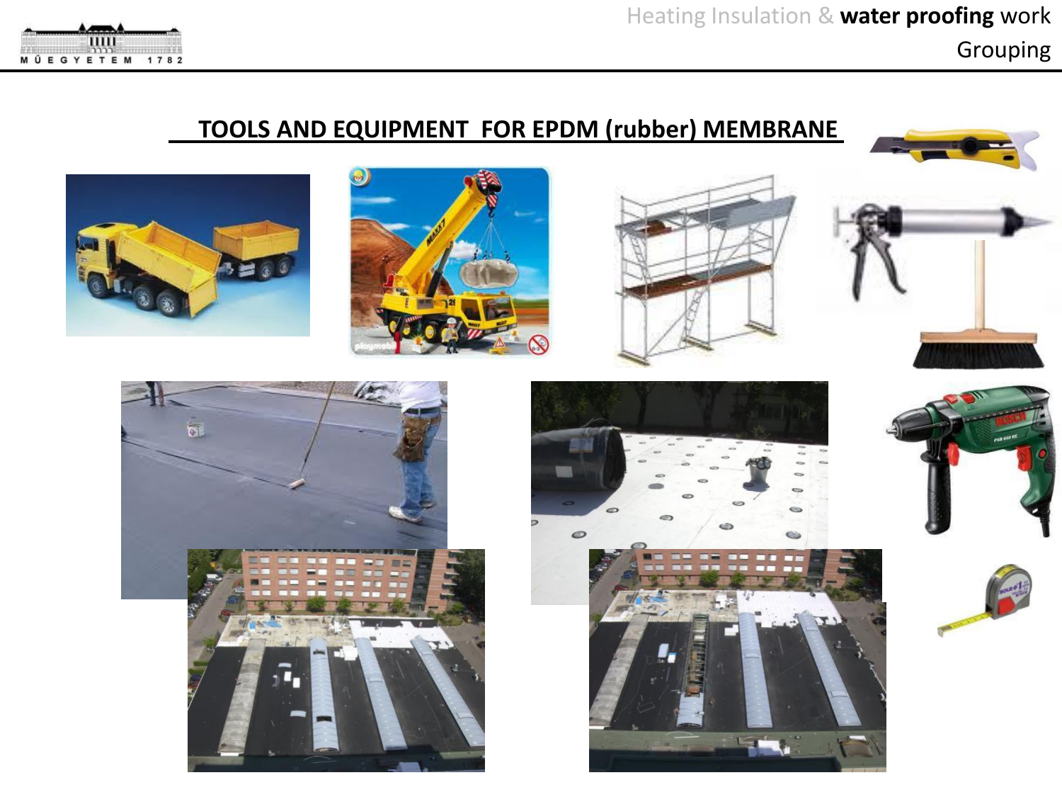# TOOLS AND EQUIPMENT FOR EPDM (rubber) MEMBRANE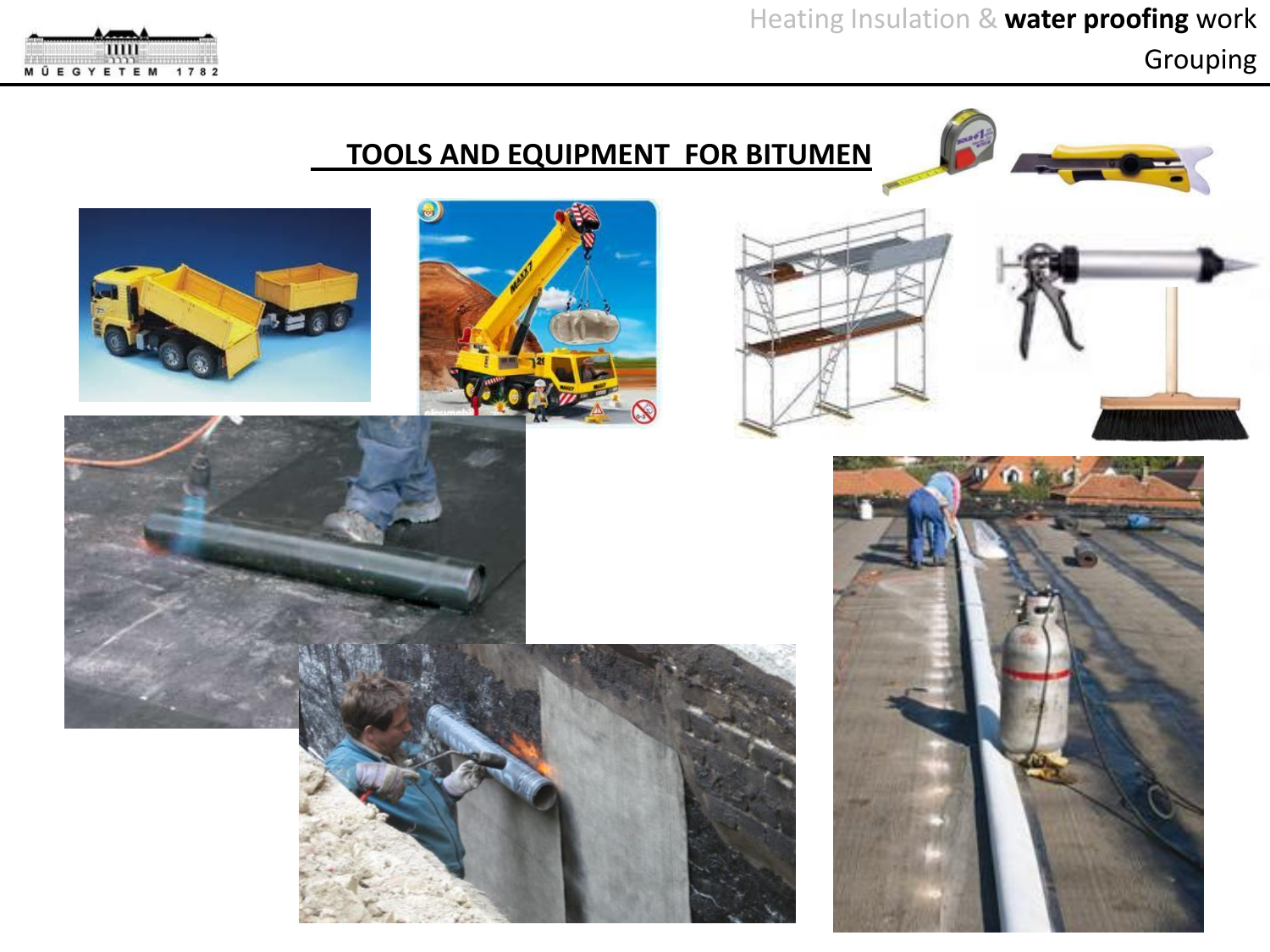## TOOLS AND EQUIPMENT FOR BITUMEN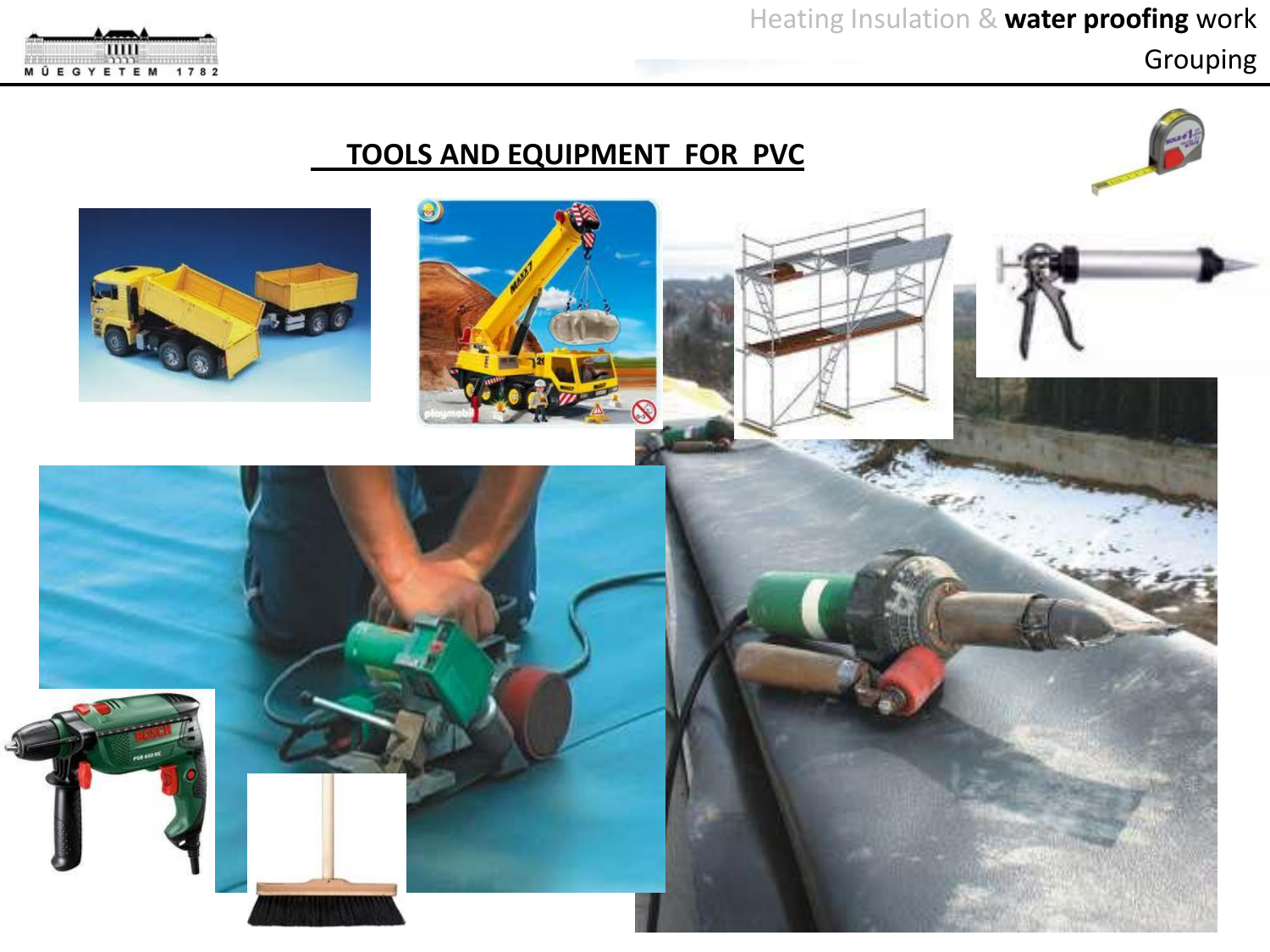## TOOLS AND EQUIPMENT FOR PVC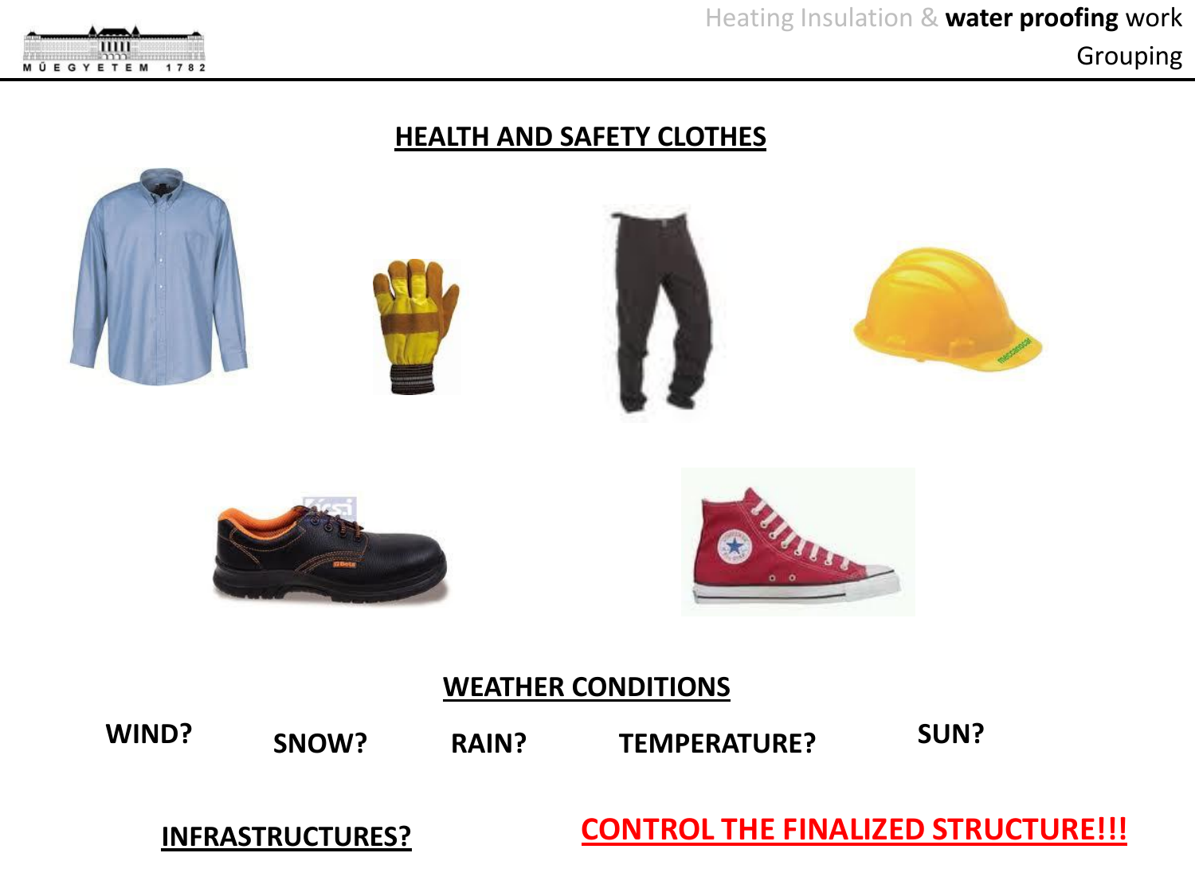## HEALTH AND SAFETY CLOTHES

## WEATHER CONDITIONS

WIND? SNOW? RAIN? TEMPERATURE? SUN?

**INFRASTRUCTURES?**

**CONTROL THE FINALIZED STRUCTURE!!!**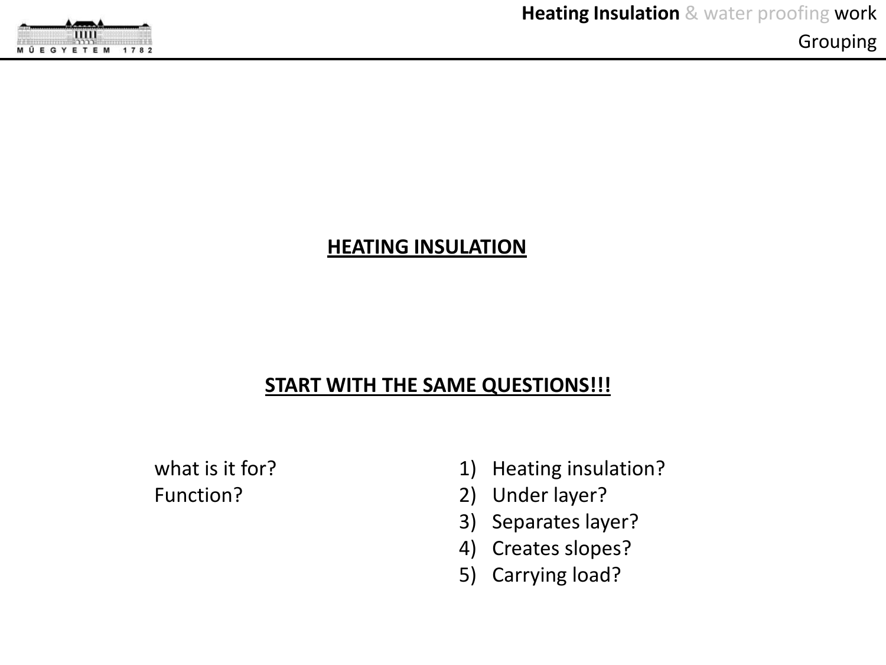**HEATING INSULATION**

**START WITH THE SAME QUESTIONS!!!**

what is it for?
Function?

1) Heating insulation?
2) Under layer?
3) Separates layer?
4) Creates slopes?
5) Carrying load?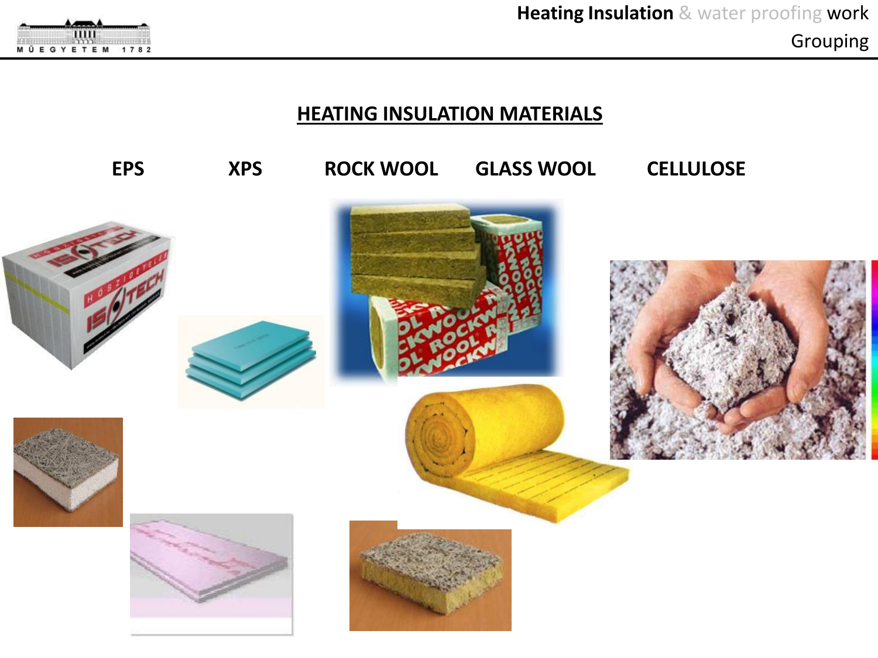## HEATING INSULATION MATERIALS

**EPS** **XPS** **ROCK WOOL** **GLASS WOOL** **CELLULOSE**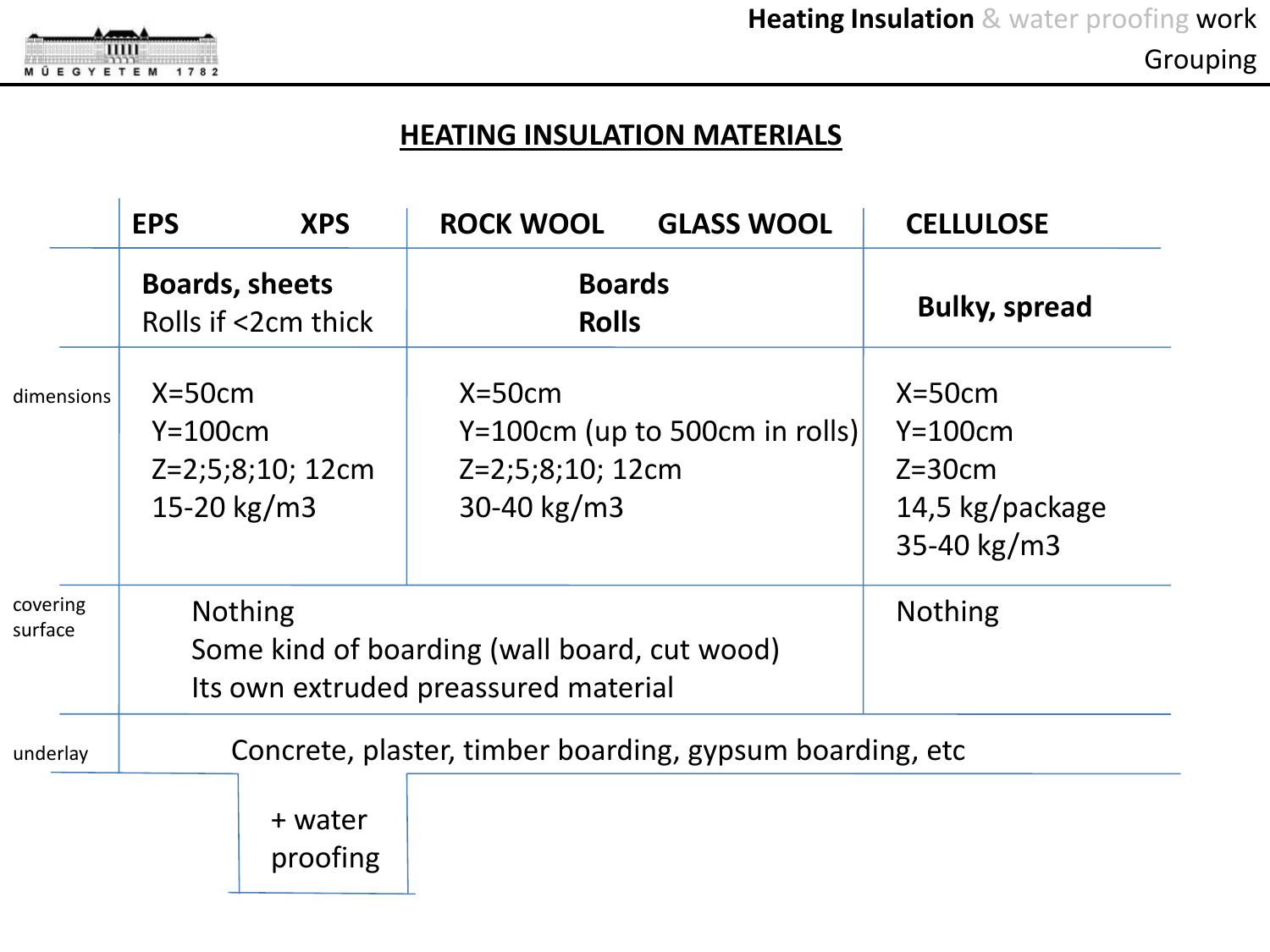## HEATING INSULATION MATERIALS

| | EPS XPS | ROCK WOOL GLASS WOOL | CELLULOSE |
|---|---|---|---|
| | **Boards, sheets**<br>Rolls if <2cm thick | **Boards**<br>**Rolls** | **Bulky, spread** |
| dimensions | X=50cm<br>Y=100cm<br>Z=2;5;8;10; 12cm<br>15-20 kg/m3 | X=50cm<br>Y=100cm (up to 500cm in rolls)<br>Z=2;5;8;10; 12cm<br>30-40 kg/m3 | X=50cm<br>Y=100cm<br>Z=30cm<br>14,5 kg/package<br>35-40 kg/m3 |
| covering surface | Nothing<br>Some kind of boarding (wall board, cut wood)<br>Its own extruded preassured material | | Nothing |
| underlay | Concrete, plaster, timber boarding, gypsum boarding, etc | | |
| | + water proofing | | |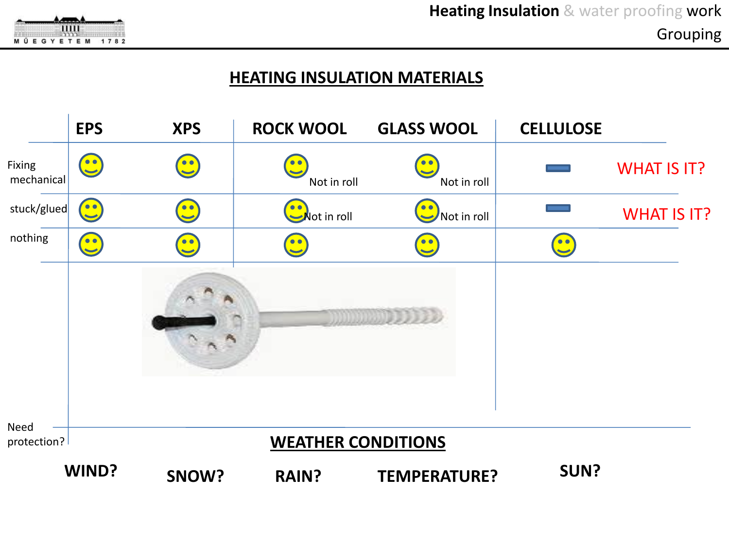## HEATING INSULATION MATERIALS

| | EPS | XPS | ROCK WOOL | GLASS WOOL | CELLULOSE | |
|---|---|---|---|---|---|---|
| Fixing mechanical | ☺ | ☺ | ☺ Not in roll | ☺ Not in roll | ▬ | WHAT IS IT? |
| stuck/glued | ☺ | ☺ | ☺ Not in roll | ☺ Not in roll | ▬ | WHAT IS IT? |
| nothing | ☺ | ☺ | ☺ | ☺ | ☺ | |

Need protection?

## WEATHER CONDITIONS

WIND? SNOW? RAIN? TEMPERATURE? SUN?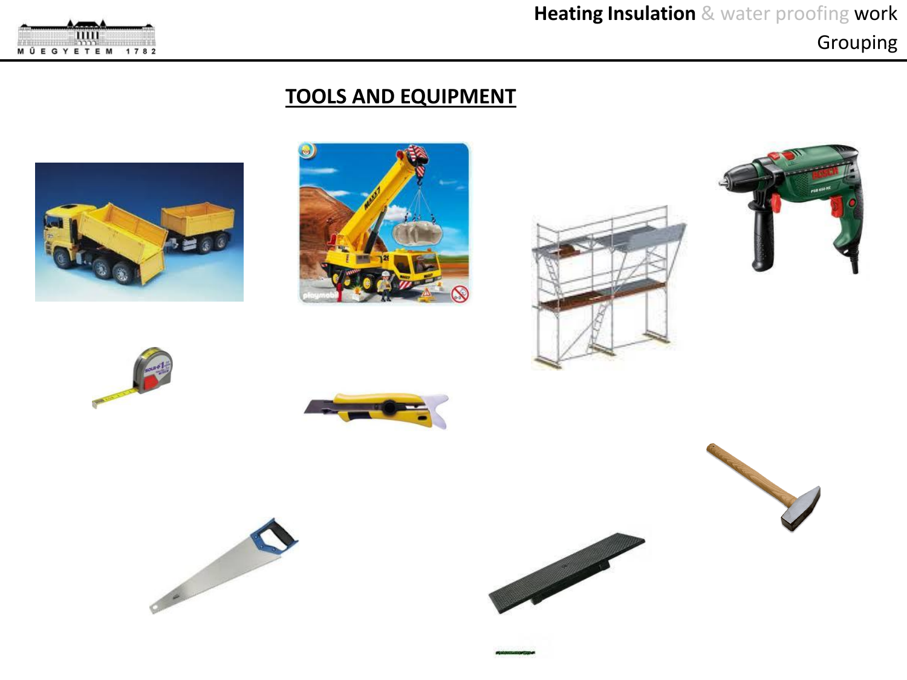## TOOLS AND EQUIPMENT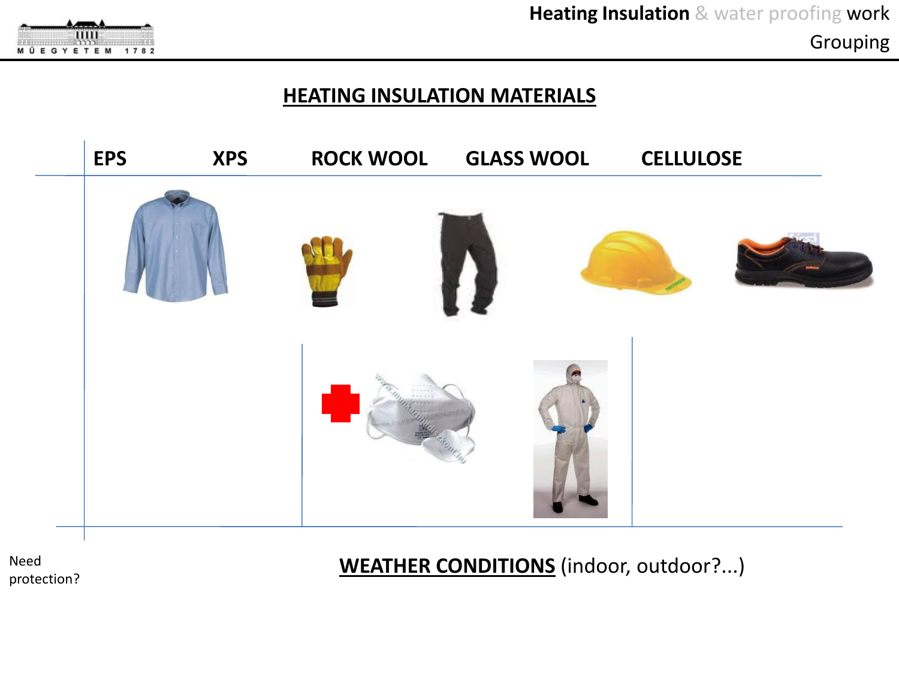## HEATING INSULATION MATERIALS

| EPS | XPS | ROCK WOOL | GLASS WOOL | CELLULOSE |
| --- | --- | --- | --- | --- |

Need protection?

**WEATHER CONDITIONS** (indoor, outdoor?...)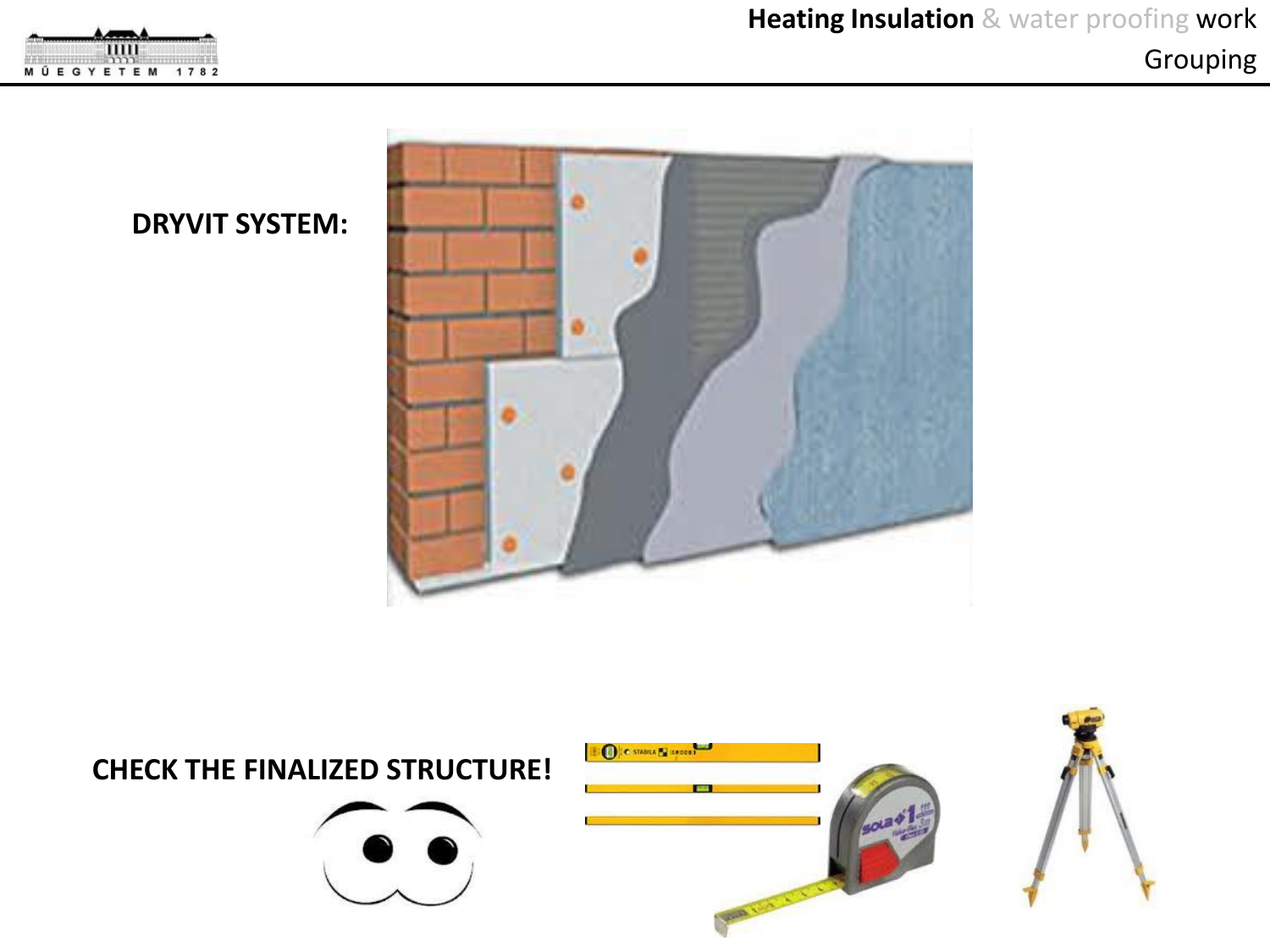**DRYVIT SYSTEM:**

**CHECK THE FINALIZED STRUCTURE!**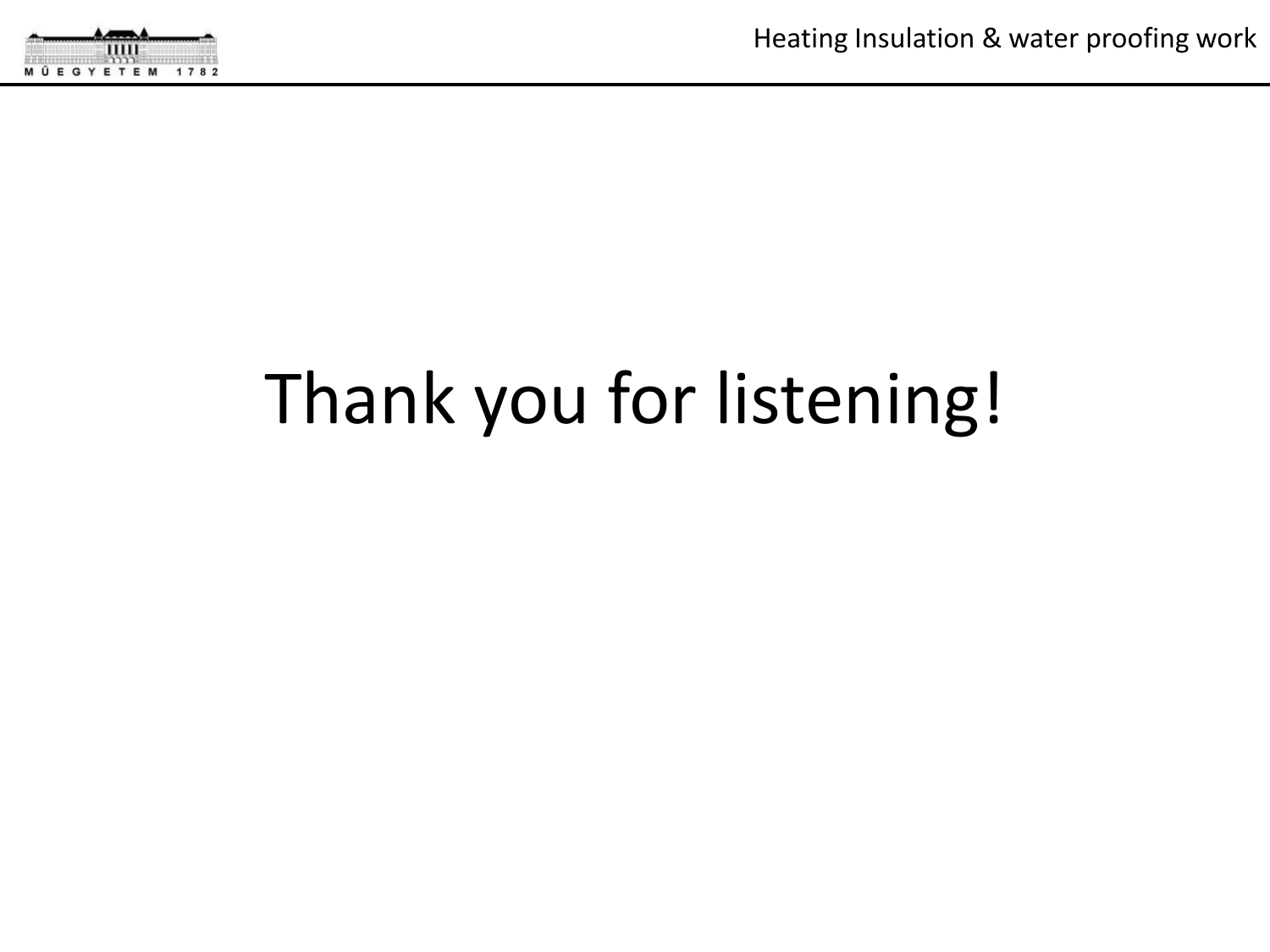# Thank you for listening!